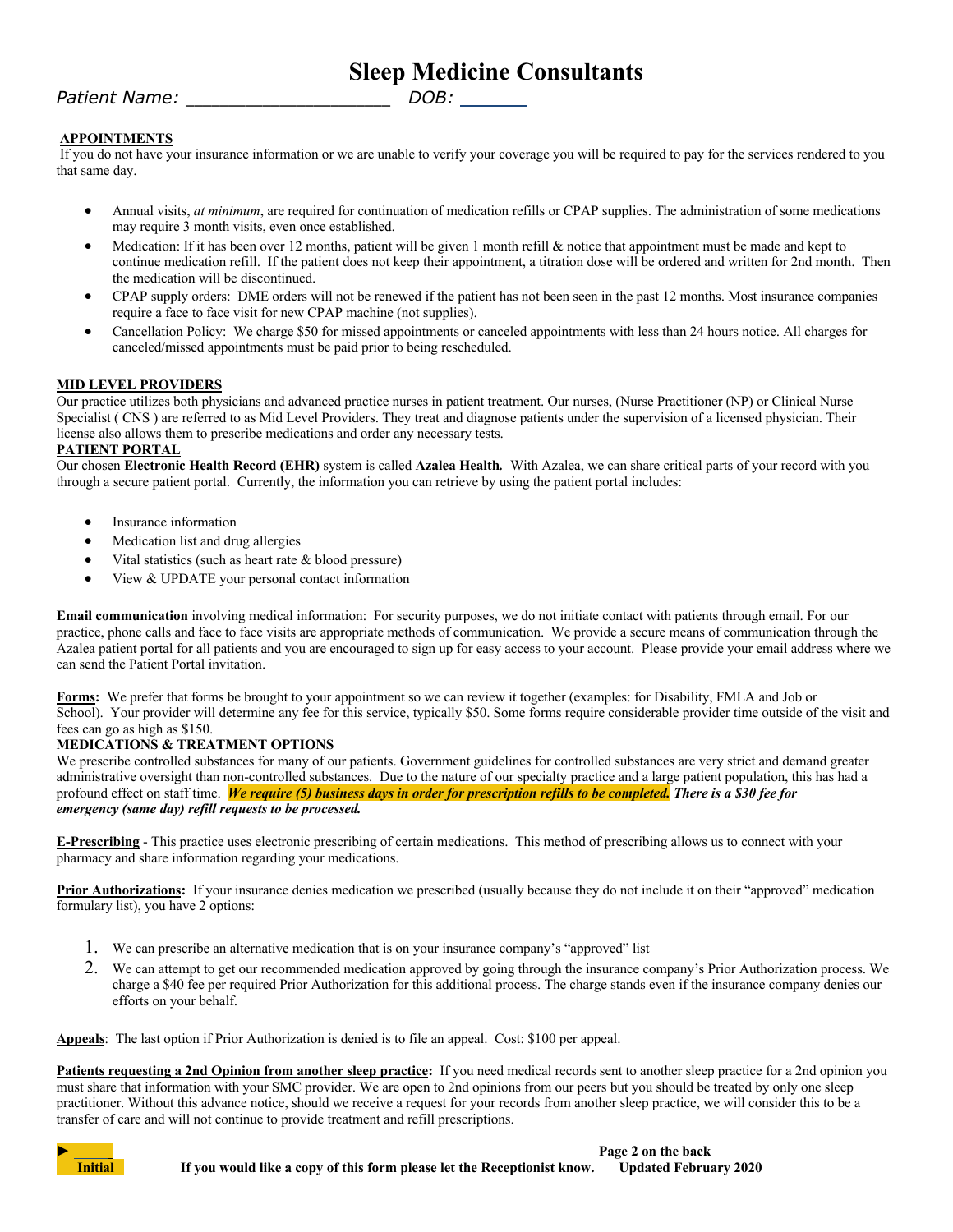# Sleep Medicine Consultants

*Patient Name: ___________________ DOB: ______*

**APPOINTMENTS**

If you do not have your insurance information or we are unable to verify your coverage you will be required to pay for the services rendered to you that same day.

- Annual visits, *at minimum*, are required for continuation of medication refills or CPAP supplies. The administration of some medications may require 3 month visits, even once established.
- Medication: If it has been over 12 months, patient will be given 1 month refill & notice that appointment must be made and kept to continue medication refill. If the patient does not keep their appointment, a titration dose will be ordered and written for 2nd month. Then the medication will be discontinued.
- CPAP supply orders: DME orders will not be renewed if the patient has not been seen in the past 12 months. Most insurance companies require a face to face visit for new CPAP machine (not supplies).
- Cancellation Policy: We charge $50 for missed appointments or canceled appointments with less than 24 hours notice. All charges for canceled/missed appointments must be paid prior to being rescheduled.

**MID LEVEL PROVIDERS**

Our practice utilizes both physicians and advanced practice nurses in patient treatment. Our nurses, (Nurse Practitioner (NP) or Clinical Nurse Specialist ( CNS ) are referred to as Mid Level Providers. They treat and diagnose patients under the supervision of a licensed physician. Their license also allows them to prescribe medications and order any necessary tests.

**PATIENT PORTAL**

Our chosen **Electronic Health Record (EHR)** system is called **Azalea Health.** With Azalea, we can share critical parts of your record with you through a secure patient portal. Currently, the information you can retrieve by using the patient portal includes:

- Insurance information
- Medication list and drug allergies
- Vital statistics (such as heart rate & blood pressure)
- View & UPDATE your personal contact information

**Email communication** involving medical information: For security purposes, we do not initiate contact with patients through email. For our practice, phone calls and face to face visits are appropriate methods of communication. We provide a secure means of communication through the Azalea patient portal for all patients and you are encouraged to sign up for easy access to your account. Please provide your email address where we can send the Patient Portal invitation.

**Forms:** We prefer that forms be brought to your appointment so we can review it together (examples: for Disability, FMLA and Job or School). Your provider will determine any fee for this service, typically $50. Some forms require considerable provider time outside of the visit and fees can go as high as $150.

**MEDICATIONS & TREATMENT OPTIONS**

We prescribe controlled substances for many of our patients. Government guidelines for controlled substances are very strict and demand greater administrative oversight than non-controlled substances. Due to the nature of our specialty practice and a large patient population, this has had a profound effect on staff time. ***We require (5) business days in order for prescription refills to be completed. There is a $30 fee for emergency (same day) refill requests to be processed.***

**E-Prescribing** - This practice uses electronic prescribing of certain medications. This method of prescribing allows us to connect with your pharmacy and share information regarding your medications.

**Prior Authorizations:** If your insurance denies medication we prescribed (usually because they do not include it on their "approved" medication formulary list), you have 2 options:

1. We can prescribe an alternative medication that is on your insurance company's "approved" list
2. We can attempt to get our recommended medication approved by going through the insurance company's Prior Authorization process. We charge a $40 fee per required Prior Authorization for this additional process. The charge stands even if the insurance company denies our efforts on your behalf.

**Appeals**: The last option if Prior Authorization is denied is to file an appeal. Cost: $100 per appeal.

**Patients requesting a 2nd Opinion from another sleep practice:** If you need medical records sent to another sleep practice for a 2nd opinion you must share that information with your SMC provider. We are open to 2nd opinions from our peers but you should be treated by only one sleep practitioner. Without this advance notice, should we receive a request for your records from another sleep practice, we will consider this to be a transfer of care and will not continue to provide treatment and refill prescriptions.

► _____
**Initial**

**If you would like a copy of this form please let the Receptionist know.**

**Page 2 on the back**
**Updated February 2020**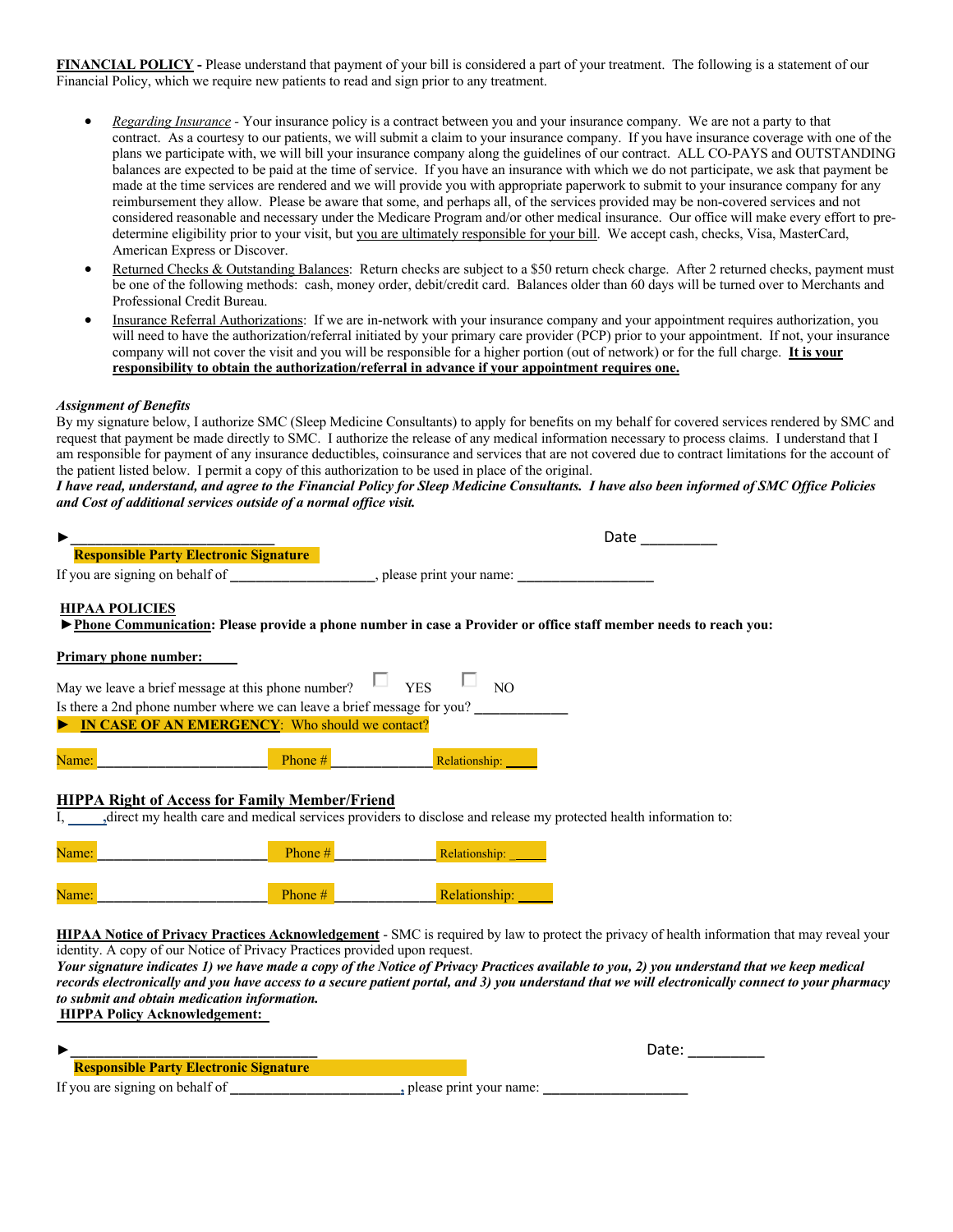**FINANCIAL POLICY -** Please understand that payment of your bill is considered a part of your treatment. The following is a statement of our Financial Policy, which we require new patients to read and sign prior to any treatment.

- *Regarding Insurance* - Your insurance policy is a contract between you and your insurance company. We are not a party to that contract. As a courtesy to our patients, we will submit a claim to your insurance company. If you have insurance coverage with one of the plans we participate with, we will bill your insurance company along the guidelines of our contract. ALL CO-PAYS and OUTSTANDING balances are expected to be paid at the time of service. If you have an insurance with which we do not participate, we ask that payment be made at the time services are rendered and we will provide you with appropriate paperwork to submit to your insurance company for any reimbursement they allow. Please be aware that some, and perhaps all, of the services provided may be non-covered services and not considered reasonable and necessary under the Medicare Program and/or other medical insurance. Our office will make every effort to pre-determine eligibility prior to your visit, but you are ultimately responsible for your bill. We accept cash, checks, Visa, MasterCard, American Express or Discover.
- Returned Checks & Outstanding Balances: Return checks are subject to a $50 return check charge. After 2 returned checks, payment must be one of the following methods: cash, money order, debit/credit card. Balances older than 60 days will be turned over to Merchants and Professional Credit Bureau.
- Insurance Referral Authorizations: If we are in-network with your insurance company and your appointment requires authorization, you will need to have the authorization/referral initiated by your primary care provider (PCP) prior to your appointment. If not, your insurance company will not cover the visit and you will be responsible for a higher portion (out of network) or for the full charge. **It is your responsibility to obtain the authorization/referral in advance if your appointment requires one.**

*Assignment of Benefits*

By my signature below, I authorize SMC (Sleep Medicine Consultants) to apply for benefits on my behalf for covered services rendered by SMC and request that payment be made directly to SMC. I authorize the release of any medical information necessary to process claims. I understand that I am responsible for payment of any insurance deductibles, coinsurance and services that are not covered due to contract limitations for the account of the patient listed below. I permit a copy of this authorization to be used in place of the original.

***I have read, understand, and agree to the Financial Policy for Sleep Medicine Consultants. I have also been informed of SMC Office Policies and Cost of additional services outside of a normal office visit.***

► ______________________________ Date _________

**Responsible Party Electronic Signature**

If you are signing on behalf of ____________________, please print your name: ___________________

**HIPAA POLICIES**

►**Phone Communication: Please provide a phone number in case a Provider or office staff member needs to reach you:**

**Primary phone number:** _____

May we leave a brief message at this phone number? ☐ YES ☐ NO

Is there a 2nd phone number where we can leave a brief message for you? _____________

► **IN CASE OF AN EMERGENCY**: Who should we contact?

Name: ______________________ Phone # _____________ Relationship: _____

**HIPPA Right of Access for Family Member/Friend**

I, _____,direct my health care and medical services providers to disclose and release my protected health information to:

Name: ______________________ Phone # _____________ Relationship: _____

Name: ______________________ Phone # _____________ Relationship: _____

**HIPAA Notice of Privacy Practices Acknowledgement** - SMC is required by law to protect the privacy of health information that may reveal your identity. A copy of our Notice of Privacy Practices provided upon request.

***Your signature indicates 1) we have made a copy of the Notice of Privacy Practices available to you, 2) you understand that we keep medical records electronically and you have access to a secure patient portal, and 3) you understand that we will electronically connect to your pharmacy to submit and obtain medication information.***

**HIPPA Policy Acknowledgement:**

► ________________________________ Date: _________

**Responsible Party Electronic Signature**

If you are signing on behalf of ________________________, please print your name: ___________________